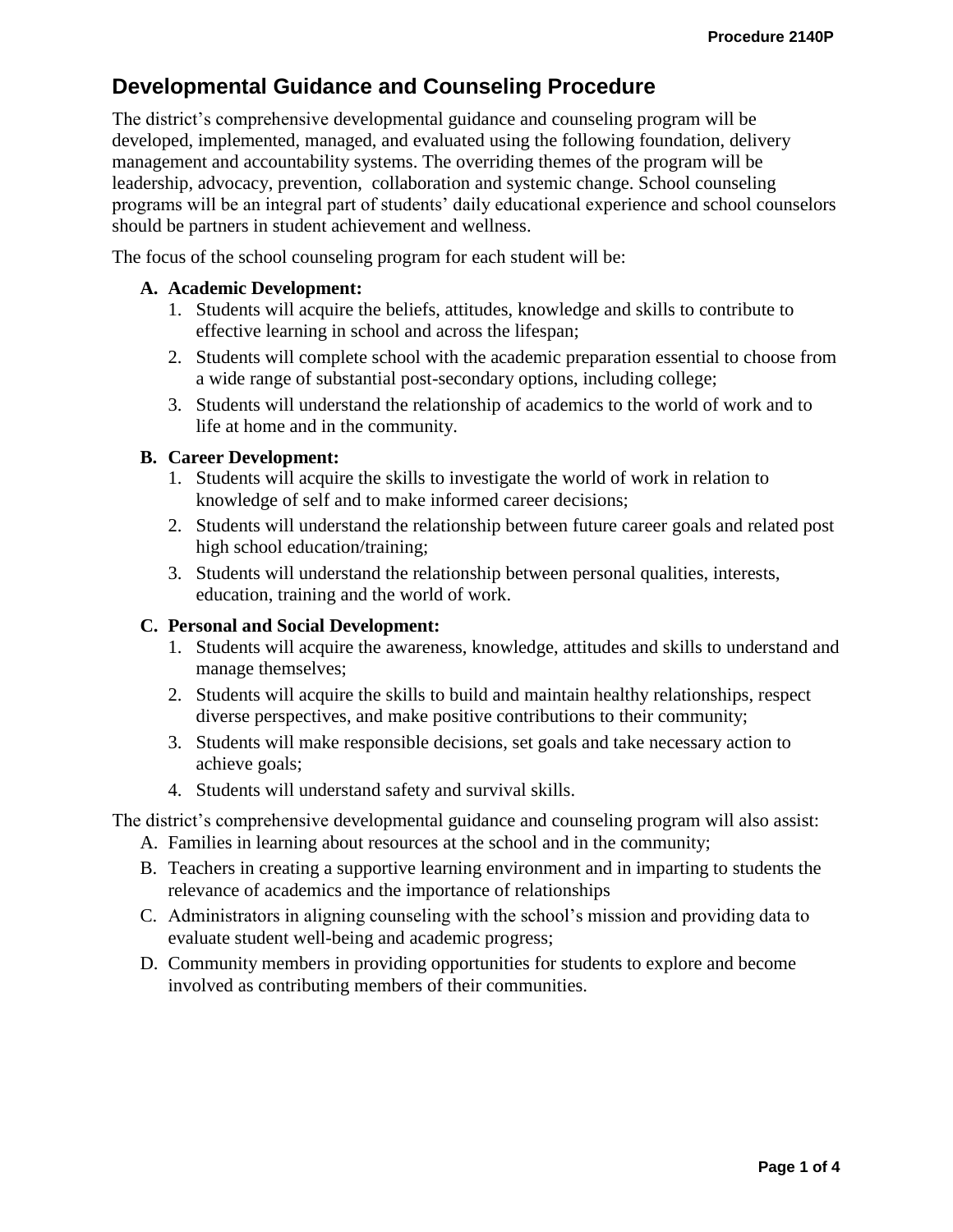# Developmental Guidance and Counseling Procedure

The district's comprehensive developmental guidance and counseling program will be developed, implemented, managed, and evaluated using the following foundation, delivery management and accountability systems. The overriding themes of the program will be leadership, advocacy, prevention, collaboration and systemic change. School counseling programs will be an integral part of students' daily educational experience and school counselors should be partners in student achievement and wellness.

The focus of the school counseling program for each student will be:

**A. Academic Development:**

1. Students will acquire the beliefs, attitudes, knowledge and skills to contribute to effective learning in school and across the lifespan;
2. Students will complete school with the academic preparation essential to choose from a wide range of substantial post-secondary options, including college;
3. Students will understand the relationship of academics to the world of work and to life at home and in the community.

**B. Career Development:**

1. Students will acquire the skills to investigate the world of work in relation to knowledge of self and to make informed career decisions;
2. Students will understand the relationship between future career goals and related post high school education/training;
3. Students will understand the relationship between personal qualities, interests, education, training and the world of work.

**C. Personal and Social Development:**

1. Students will acquire the awareness, knowledge, attitudes and skills to understand and manage themselves;
2. Students will acquire the skills to build and maintain healthy relationships, respect diverse perspectives, and make positive contributions to their community;
3. Students will make responsible decisions, set goals and take necessary action to achieve goals;
4. Students will understand safety and survival skills.

The district's comprehensive developmental guidance and counseling program will also assist:

A. Families in learning about resources at the school and in the community;

B. Teachers in creating a supportive learning environment and in imparting to students the relevance of academics and the importance of relationships

C. Administrators in aligning counseling with the school's mission and providing data to evaluate student well-being and academic progress;

D. Community members in providing opportunities for students to explore and become involved as contributing members of their communities.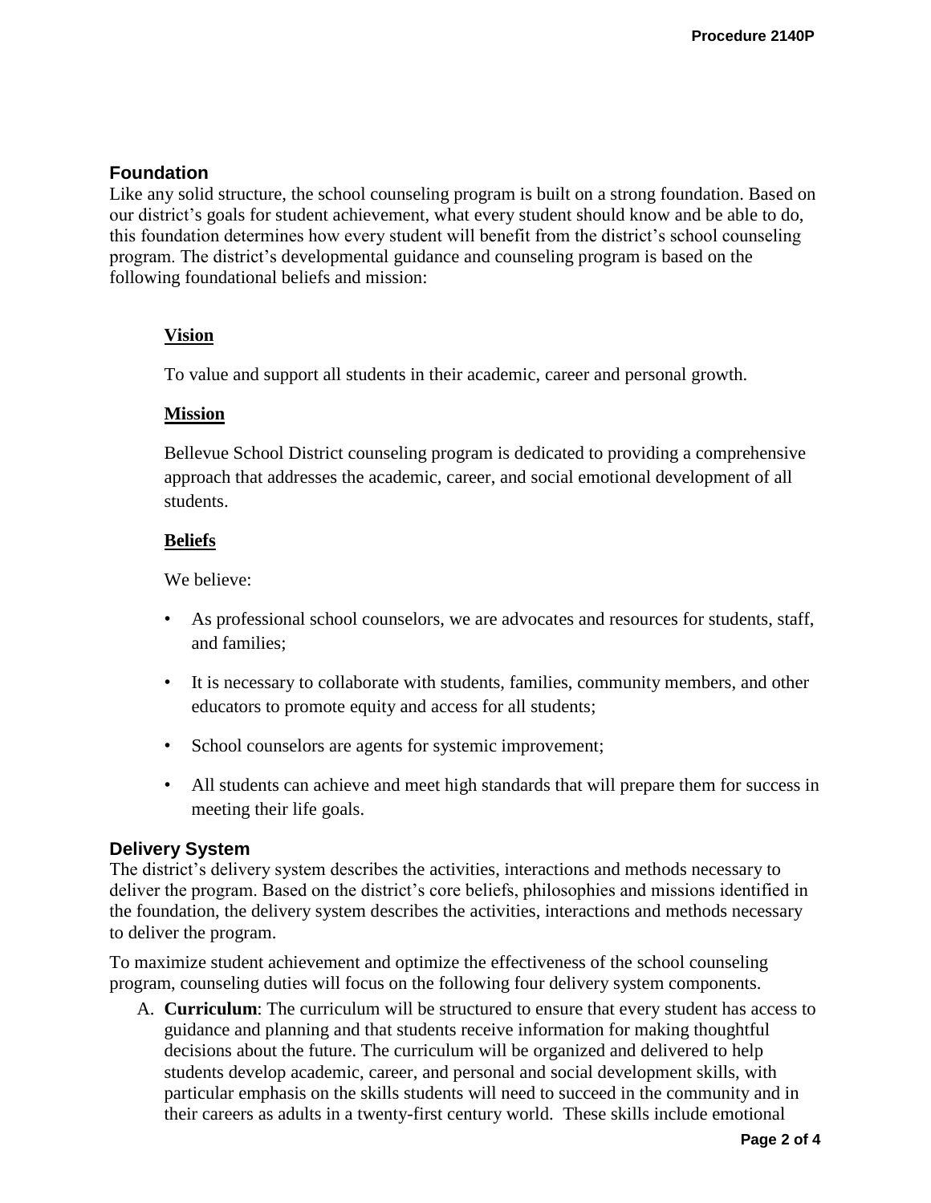## Foundation

Like any solid structure, the school counseling program is built on a strong foundation. Based on our district's goals for student achievement, what every student should know and be able to do, this foundation determines how every student will benefit from the district's school counseling program. The district's developmental guidance and counseling program is based on the following foundational beliefs and mission:

### Vision

To value and support all students in their academic, career and personal growth.

### Mission

Bellevue School District counseling program is dedicated to providing a comprehensive approach that addresses the academic, career, and social emotional development of all students.

### Beliefs

We believe:

- As professional school counselors, we are advocates and resources for students, staff, and families;
- It is necessary to collaborate with students, families, community members, and other educators to promote equity and access for all students;
- School counselors are agents for systemic improvement;
- All students can achieve and meet high standards that will prepare them for success in meeting their life goals.

## Delivery System

The district's delivery system describes the activities, interactions and methods necessary to deliver the program. Based on the district's core beliefs, philosophies and missions identified in the foundation, the delivery system describes the activities, interactions and methods necessary to deliver the program.

To maximize student achievement and optimize the effectiveness of the school counseling program, counseling duties will focus on the following four delivery system components.

A. **Curriculum**: The curriculum will be structured to ensure that every student has access to guidance and planning and that students receive information for making thoughtful decisions about the future. The curriculum will be organized and delivered to help students develop academic, career, and personal and social development skills, with particular emphasis on the skills students will need to succeed in the community and in their careers as adults in a twenty-first century world. These skills include emotional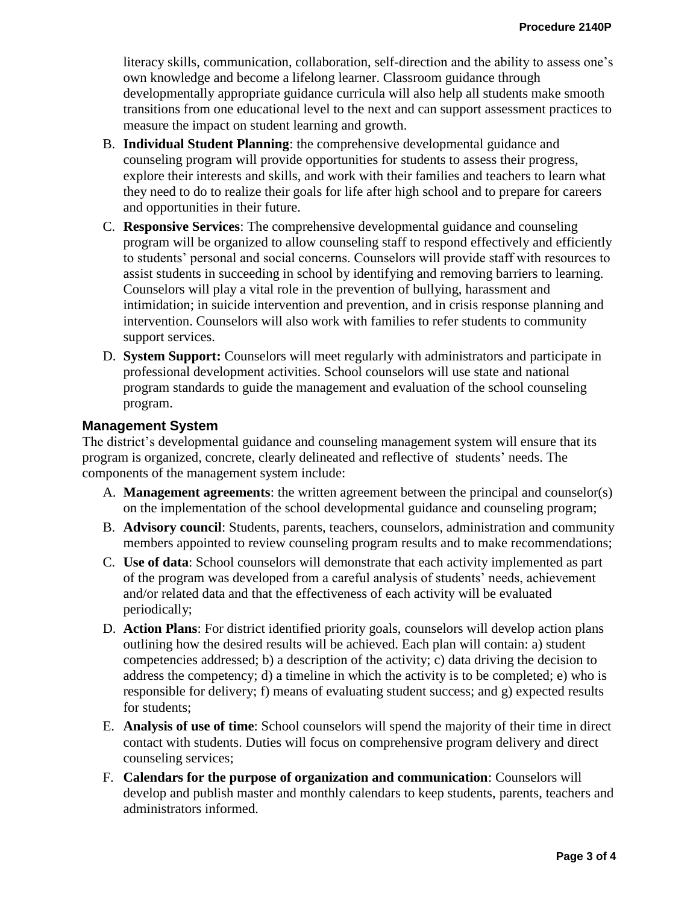literacy skills, communication, collaboration, self-direction and the ability to assess one's own knowledge and become a lifelong learner. Classroom guidance through developmentally appropriate guidance curricula will also help all students make smooth transitions from one educational level to the next and can support assessment practices to measure the impact on student learning and growth.

B. **Individual Student Planning**: the comprehensive developmental guidance and counseling program will provide opportunities for students to assess their progress, explore their interests and skills, and work with their families and teachers to learn what they need to do to realize their goals for life after high school and to prepare for careers and opportunities in their future.

C. **Responsive Services**: The comprehensive developmental guidance and counseling program will be organized to allow counseling staff to respond effectively and efficiently to students' personal and social concerns. Counselors will provide staff with resources to assist students in succeeding in school by identifying and removing barriers to learning. Counselors will play a vital role in the prevention of bullying, harassment and intimidation; in suicide intervention and prevention, and in crisis response planning and intervention. Counselors will also work with families to refer students to community support services.

D. **System Support:** Counselors will meet regularly with administrators and participate in professional development activities. School counselors will use state and national program standards to guide the management and evaluation of the school counseling program.

### Management System

The district's developmental guidance and counseling management system will ensure that its program is organized, concrete, clearly delineated and reflective of students' needs. The components of the management system include:

A. **Management agreements**: the written agreement between the principal and counselor(s) on the implementation of the school developmental guidance and counseling program;

B. **Advisory council**: Students, parents, teachers, counselors, administration and community members appointed to review counseling program results and to make recommendations;

C. **Use of data**: School counselors will demonstrate that each activity implemented as part of the program was developed from a careful analysis of students' needs, achievement and/or related data and that the effectiveness of each activity will be evaluated periodically;

D. **Action Plans**: For district identified priority goals, counselors will develop action plans outlining how the desired results will be achieved. Each plan will contain: a) student competencies addressed; b) a description of the activity; c) data driving the decision to address the competency; d) a timeline in which the activity is to be completed; e) who is responsible for delivery; f) means of evaluating student success; and g) expected results for students;

E. **Analysis of use of time**: School counselors will spend the majority of their time in direct contact with students. Duties will focus on comprehensive program delivery and direct counseling services;

F. **Calendars for the purpose of organization and communication**: Counselors will develop and publish master and monthly calendars to keep students, parents, teachers and administrators informed.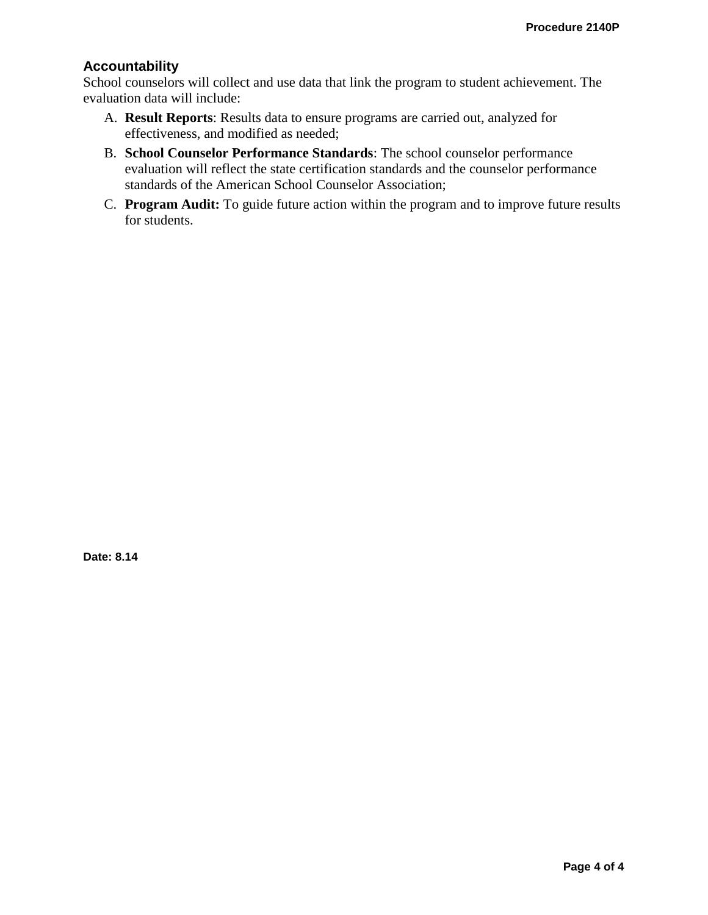## Accountability

School counselors will collect and use data that link the program to student achievement. The evaluation data will include:

A. **Result Reports**: Results data to ensure programs are carried out, analyzed for effectiveness, and modified as needed;
B. **School Counselor Performance Standards**: The school counselor performance evaluation will reflect the state certification standards and the counselor performance standards of the American School Counselor Association;
C. **Program Audit:** To guide future action within the program and to improve future results for students.

**Date: 8.14**